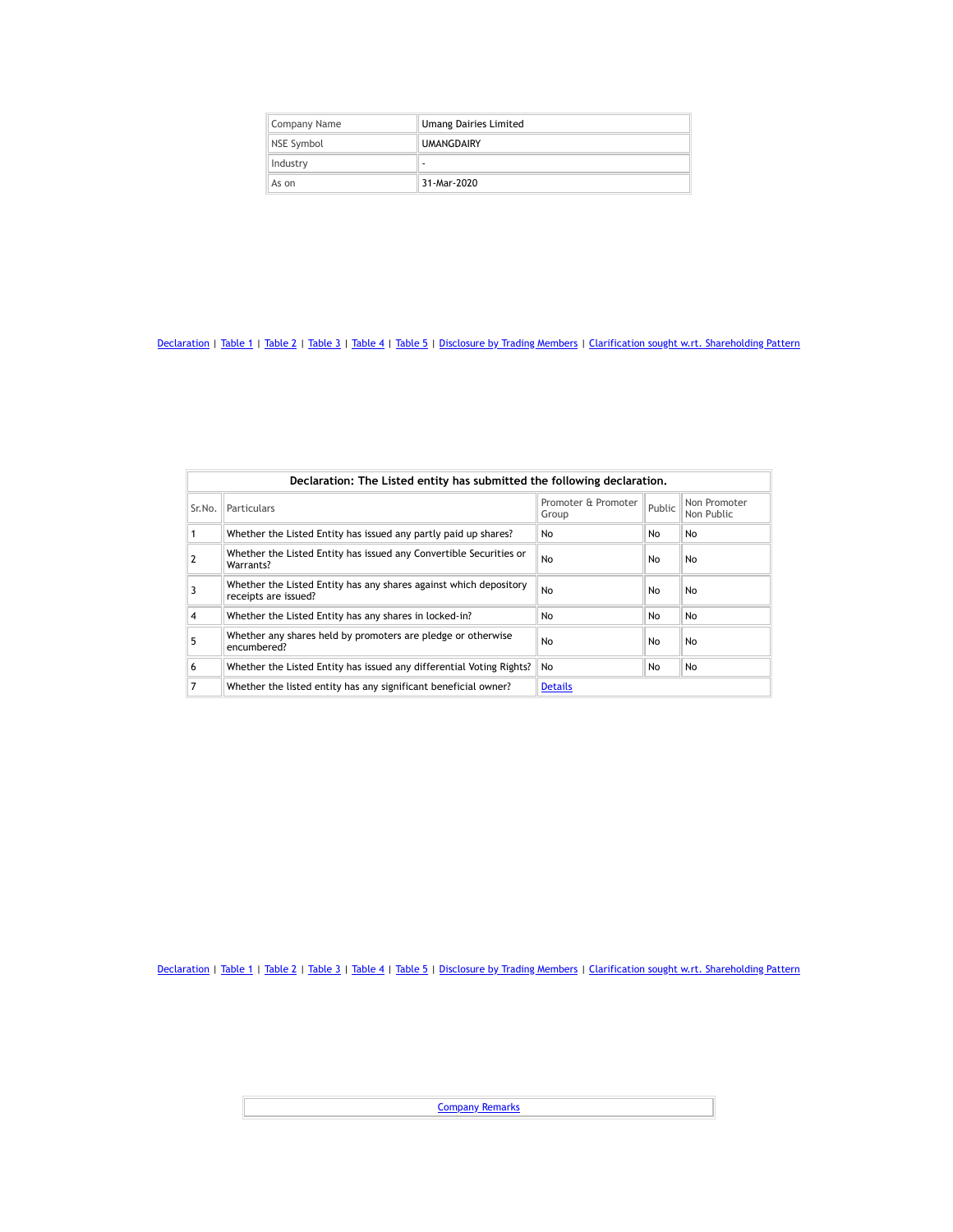| Company Name | Umang Dairies Limited |
| --- | --- |
| NSE Symbol | UMANGDAIRY |
| Industry | - |
| As on | 31-Mar-2020 |

Declaration | Table 1 | Table 2 | Table 3 | Table 4 | Table 5 | Disclosure by Trading Members | Clarification sought w.rt. Shareholding Pattern

| Declaration: The Listed entity has submitted the following declaration. | | | | |
| --- | --- | --- | --- | --- |
| Sr.No. | Particulars | Promoter & Promoter Group | Public | Non Promoter Non Public |
| 1 | Whether the Listed Entity has issued any partly paid up shares? | No | No | No |
| 2 | Whether the Listed Entity has issued any Convertible Securities or Warrants? | No | No | No |
| 3 | Whether the Listed Entity has any shares against which depository receipts are issued? | No | No | No |
| 4 | Whether the Listed Entity has any shares in locked-in? | No | No | No |
| 5 | Whether any shares held by promoters are pledge or otherwise encumbered? | No | No | No |
| 6 | Whether the Listed Entity has issued any differential Voting Rights? | No | No | No |
| 7 | Whether the listed entity has any significant beneficial owner? | Details | | |

Declaration | Table 1 | Table 2 | Table 3 | Table 4 | Table 5 | Disclosure by Trading Members | Clarification sought w.rt. Shareholding Pattern

Company Remarks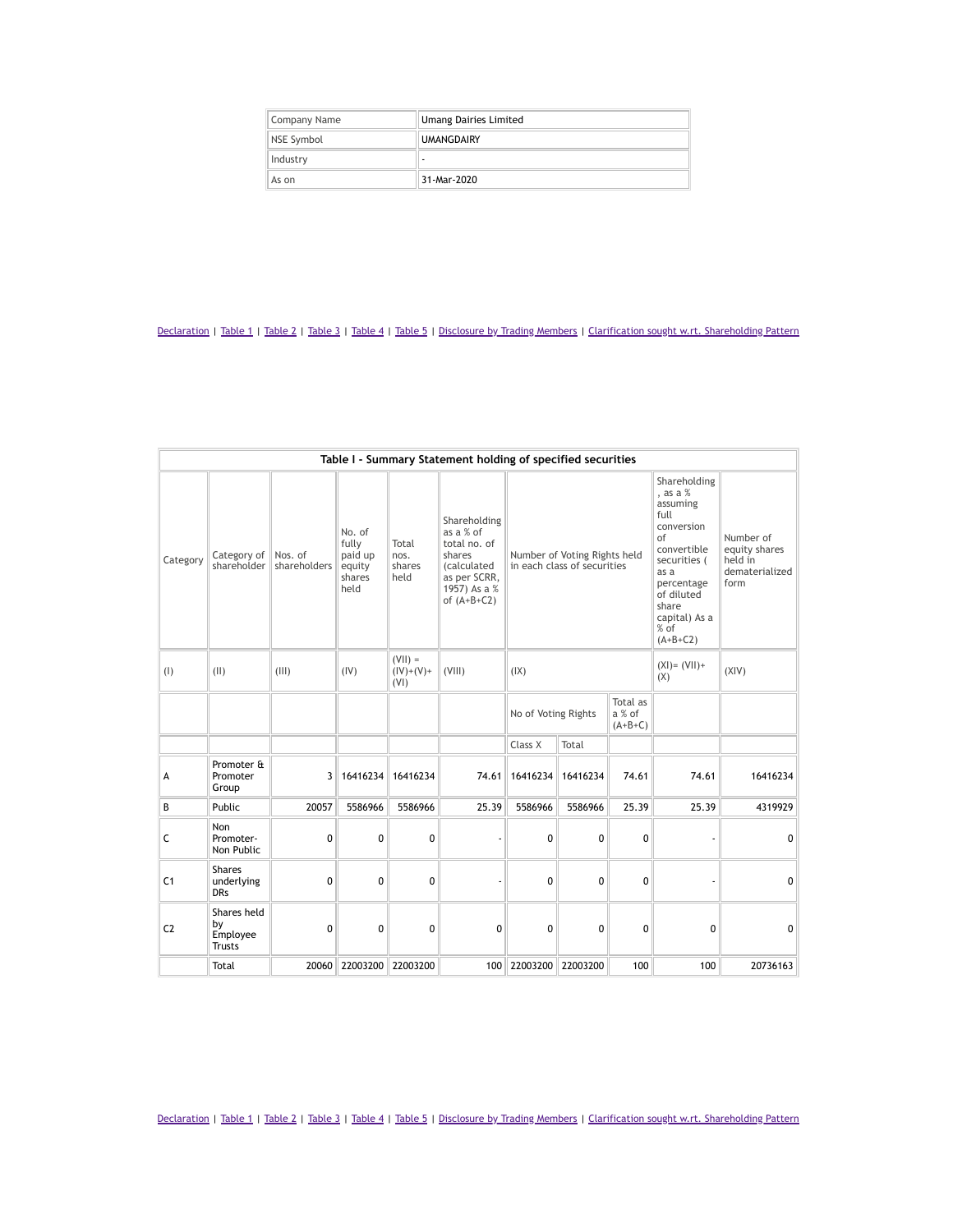| Company Name | Umang Dairies Limited |
|---|---|
| NSE Symbol | UMANGDAIRY |
| Industry | - |
| As on | 31-Mar-2020 |

Declaration | Table 1 | Table 2 | Table 3 | Table 4 | Table 5 | Disclosure by Trading Members | Clarification sought w.rt. Shareholding Pattern

## Table I - Summary Statement holding of specified securities

| Category | Category of shareholder | Nos. of shareholders | No. of fully paid up equity shares held | Total nos. shares held | Shareholding as a % of total no. of shares (calculated as per SCRR, 1957) As a % of (A+B+C2) | Number of Voting Rights held in each class of securities | | | Shareholding , as a % assuming full conversion of convertible securities ( as a percentage of diluted share capital) As a % of (A+B+C2) | Number of equity shares held in dematerialized form |
|---|---|---|---|---|---|---|---|---|---|---|
| (I) | (II) | (III) | (IV) | (VII) = (IV)+(V)+ (VI) | (VIII) | (IX) | | | (XI)= (VII)+ (X) | (XIV) |
| | | | | | | No of Voting Rights | | Total as a % of (A+B+C) | | |
| | | | | | | Class X | Total | | | |
| A | Promoter & Promoter Group | 3 | 16416234 | 16416234 | 74.61 | 16416234 | 16416234 | 74.61 | 74.61 | 16416234 |
| B | Public | 20057 | 5586966 | 5586966 | 25.39 | 5586966 | 5586966 | 25.39 | 25.39 | 4319929 |
| C | Non Promoter- Non Public | 0 | 0 | 0 | - | 0 | 0 | 0 | - | 0 |
| C1 | Shares underlying DRs | 0 | 0 | 0 | - | 0 | 0 | 0 | - | 0 |
| C2 | Shares held by Employee Trusts | 0 | 0 | 0 | 0 | 0 | 0 | 0 | 0 | 0 |
| | Total | 20060 | 22003200 | 22003200 | 100 | 22003200 | 22003200 | 100 | 100 | 20736163 |

Declaration | Table 1 | Table 2 | Table 3 | Table 4 | Table 5 | Disclosure by Trading Members | Clarification sought w.rt. Shareholding Pattern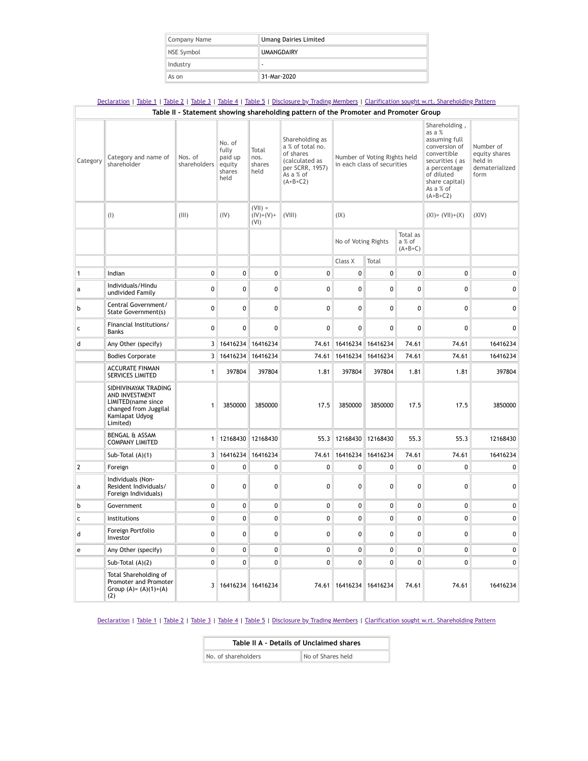| Company Name | Umang Dairies Limited |
|---|---|
| NSE Symbol | UMANGDAIRY |
| Industry | - |
| As on | 31-Mar-2020 |

Declaration | Table 1 | Table 2 | Table 3 | Table 4 | Table 5 | Disclosure by Trading Members | Clarification sought w.r.t. Shareholding Pattern

## Table II - Statement showing shareholding pattern of the Promoter and Promoter Group

| Category | Category and name of shareholder | Nos. of shareholders | No. of fully paid up equity shares held | Total nos. shares held | Shareholding as a % of total no. of shares (calculated as per SCRR, 1957) As a % of (A+B+C2) | Number of Voting Rights held in each class of securities | | | Shareholding , as a % assuming full conversion of convertible securities ( as a percentage of diluted share capital) As a % of (A+B+C2) | Number of equity shares held in dematerialized form |
|---|---|---|---|---|---|---|---|---|---|---|
| | (I) | (III) | (IV) | (VII) = (IV)+(V)+ (VI) | (VIII) | (IX) | | | (XI)= (VII)+(X) | (XIV) |
| | | | | | | No of Voting Rights | | Total as a % of (A+B+C) | | |
| | | | | | | Class X | Total | | | |
| 1 | Indian | 0 | 0 | 0 | 0 | 0 | 0 | 0 | 0 | 0 |
| a | Individuals/Hindu undivided Family | 0 | 0 | 0 | 0 | 0 | 0 | 0 | 0 | 0 |
| b | Central Government/ State Government(s) | 0 | 0 | 0 | 0 | 0 | 0 | 0 | 0 | 0 |
| c | Financial Institutions/ Banks | 0 | 0 | 0 | 0 | 0 | 0 | 0 | 0 | 0 |
| d | Any Other (specify) | 3 | 16416234 | 16416234 | 74.61 | 16416234 | 16416234 | 74.61 | 74.61 | 16416234 |
| | Bodies Corporate | 3 | 16416234 | 16416234 | 74.61 | 16416234 | 16416234 | 74.61 | 74.61 | 16416234 |
| | ACCURATE FINMAN SERVICES LIMITED | 1 | 397804 | 397804 | 1.81 | 397804 | 397804 | 1.81 | 1.81 | 397804 |
| | SIDHIVINAYAK TRADING AND INVESTMENT LIMITED(name since changed from Juggilal Kamlapat Udyog Limited) | 1 | 3850000 | 3850000 | 17.5 | 3850000 | 3850000 | 17.5 | 17.5 | 3850000 |
| | BENGAL & ASSAM COMPANY LIMITED | 1 | 12168430 | 12168430 | 55.3 | 12168430 | 12168430 | 55.3 | 55.3 | 12168430 |
| | Sub-Total (A)(1) | 3 | 16416234 | 16416234 | 74.61 | 16416234 | 16416234 | 74.61 | 74.61 | 16416234 |
| 2 | Foreign | 0 | 0 | 0 | 0 | 0 | 0 | 0 | 0 | 0 |
| a | Individuals (Non-Resident Individuals/ Foreign Individuals) | 0 | 0 | 0 | 0 | 0 | 0 | 0 | 0 | 0 |
| b | Government | 0 | 0 | 0 | 0 | 0 | 0 | 0 | 0 | 0 |
| c | Institutions | 0 | 0 | 0 | 0 | 0 | 0 | 0 | 0 | 0 |
| d | Foreign Portfolio Investor | 0 | 0 | 0 | 0 | 0 | 0 | 0 | 0 | 0 |
| e | Any Other (specify) | 0 | 0 | 0 | 0 | 0 | 0 | 0 | 0 | 0 |
| | Sub-Total (A)(2) | 0 | 0 | 0 | 0 | 0 | 0 | 0 | 0 | 0 |
| | Total Shareholding of Promoter and Promoter Group (A)= (A)(1)+(A)(2) | 3 | 16416234 | 16416234 | 74.61 | 16416234 | 16416234 | 74.61 | 74.61 | 16416234 |

Declaration | Table 1 | Table 2 | Table 3 | Table 4 | Table 5 | Disclosure by Trading Members | Clarification sought w.r.t. Shareholding Pattern

## Table II A - Details of Unclaimed shares

| No. of shareholders | No of Shares held |
|---|---|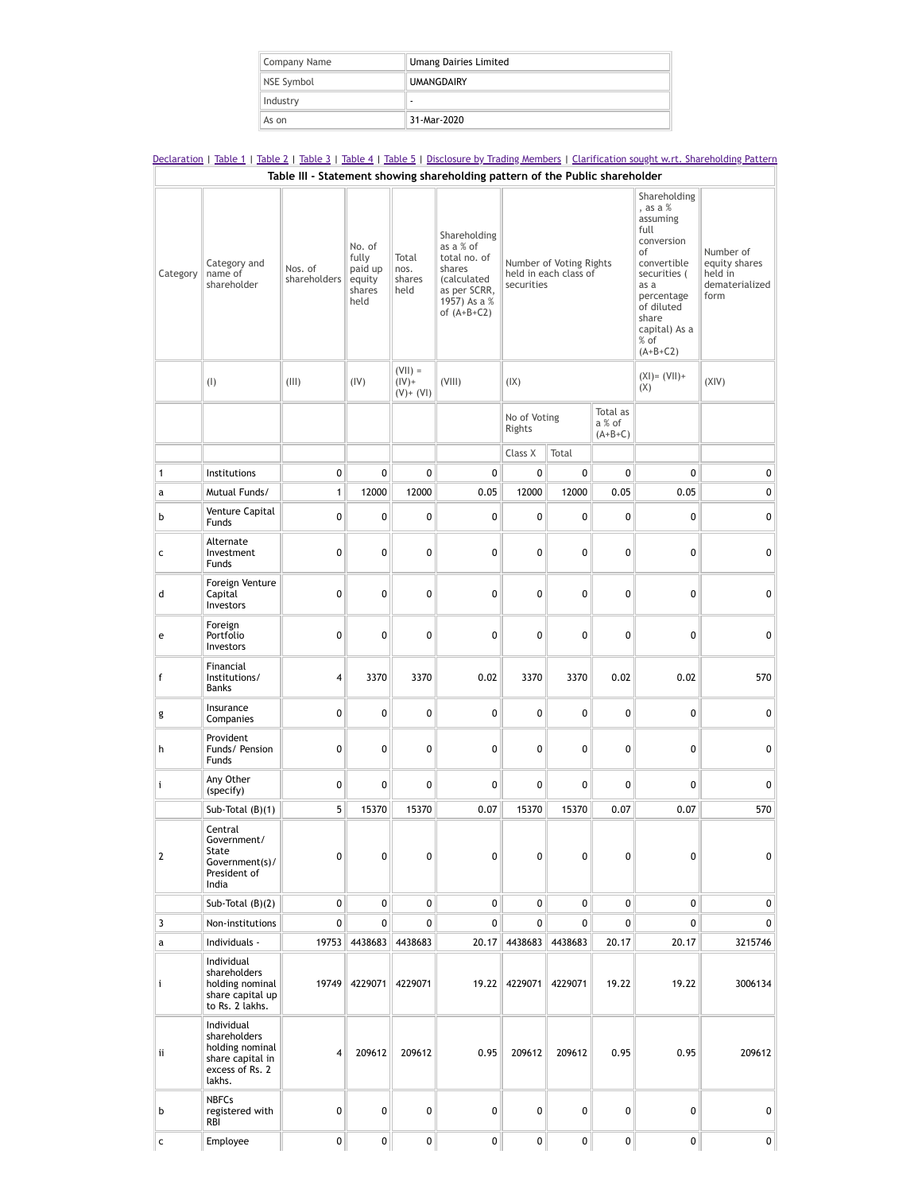| Company Name | Umang Dairies Limited |
| --- | --- |
| NSE Symbol | UMANGDAIRY |
| Industry | - |
| As on | 31-Mar-2020 |

Declaration | Table 1 | Table 2 | Table 3 | Table 4 | Table 5 | Disclosure by Trading Members | Clarification sought w.rt. Shareholding Pattern

**Table III - Statement showing shareholding pattern of the Public shareholder**

| Category | Category and name of shareholder | Nos. of shareholders | No. of fully paid up equity shares held | Total nos. shares held | Shareholding as a % of total no. of shares (calculated as per SCRR, 1957) As a % of (A+B+C2) | Number of Voting Rights held in each class of securities | | | Shareholding , as a % assuming full conversion of convertible securities ( as a percentage of diluted share capital) As a % of (A+B+C2) | Number of equity shares held in dematerialized form |
| --- | --- | --- | --- | --- | --- | --- | --- | --- | --- | --- |
| | (I) | (III) | (IV) | (VII) = (IV)+ (V)+ (VI) | (VIII) | (IX) | | | (XI)= (VII)+ (X) | (XIV) |
| | | | | | | No of Voting Rights | | Total as a % of (A+B+C) | | |
| | | | | | | Class X | Total | | | |
| 1 | Institutions | 0 | 0 | 0 | 0 | 0 | 0 | 0 | 0 | 0 |
| a | Mutual Funds/ | 1 | 12000 | 12000 | 0.05 | 12000 | 12000 | 0.05 | 0.05 | 0 |
| b | Venture Capital Funds | 0 | 0 | 0 | 0 | 0 | 0 | 0 | 0 | 0 |
| c | Alternate Investment Funds | 0 | 0 | 0 | 0 | 0 | 0 | 0 | 0 | 0 |
| d | Foreign Venture Capital Investors | 0 | 0 | 0 | 0 | 0 | 0 | 0 | 0 | 0 |
| e | Foreign Portfolio Investors | 0 | 0 | 0 | 0 | 0 | 0 | 0 | 0 | 0 |
| f | Financial Institutions/ Banks | 4 | 3370 | 3370 | 0.02 | 3370 | 3370 | 0.02 | 0.02 | 570 |
| g | Insurance Companies | 0 | 0 | 0 | 0 | 0 | 0 | 0 | 0 | 0 |
| h | Provident Funds/ Pension Funds | 0 | 0 | 0 | 0 | 0 | 0 | 0 | 0 | 0 |
| i | Any Other (specify) | 0 | 0 | 0 | 0 | 0 | 0 | 0 | 0 | 0 |
| | Sub-Total (B)(1) | 5 | 15370 | 15370 | 0.07 | 15370 | 15370 | 0.07 | 0.07 | 570 |
| 2 | Central Government/ State Government(s)/ President of India | 0 | 0 | 0 | 0 | 0 | 0 | 0 | 0 | 0 |
| | Sub-Total (B)(2) | 0 | 0 | 0 | 0 | 0 | 0 | 0 | 0 | 0 |
| 3 | Non-institutions | 0 | 0 | 0 | 0 | 0 | 0 | 0 | 0 | 0 |
| a | Individuals - | 19753 | 4438683 | 4438683 | 20.17 | 4438683 | 4438683 | 20.17 | 20.17 | 3215746 |
| i | Individual shareholders holding nominal share capital up to Rs. 2 lakhs. | 19749 | 4229071 | 4229071 | 19.22 | 4229071 | 4229071 | 19.22 | 19.22 | 3006134 |
| ii | Individual shareholders holding nominal share capital in excess of Rs. 2 lakhs. | 4 | 209612 | 209612 | 0.95 | 209612 | 209612 | 0.95 | 0.95 | 209612 |
| b | NBFCs registered with RBI | 0 | 0 | 0 | 0 | 0 | 0 | 0 | 0 | 0 |
| c | Employee | 0 | 0 | 0 | 0 | 0 | 0 | 0 | 0 | 0 |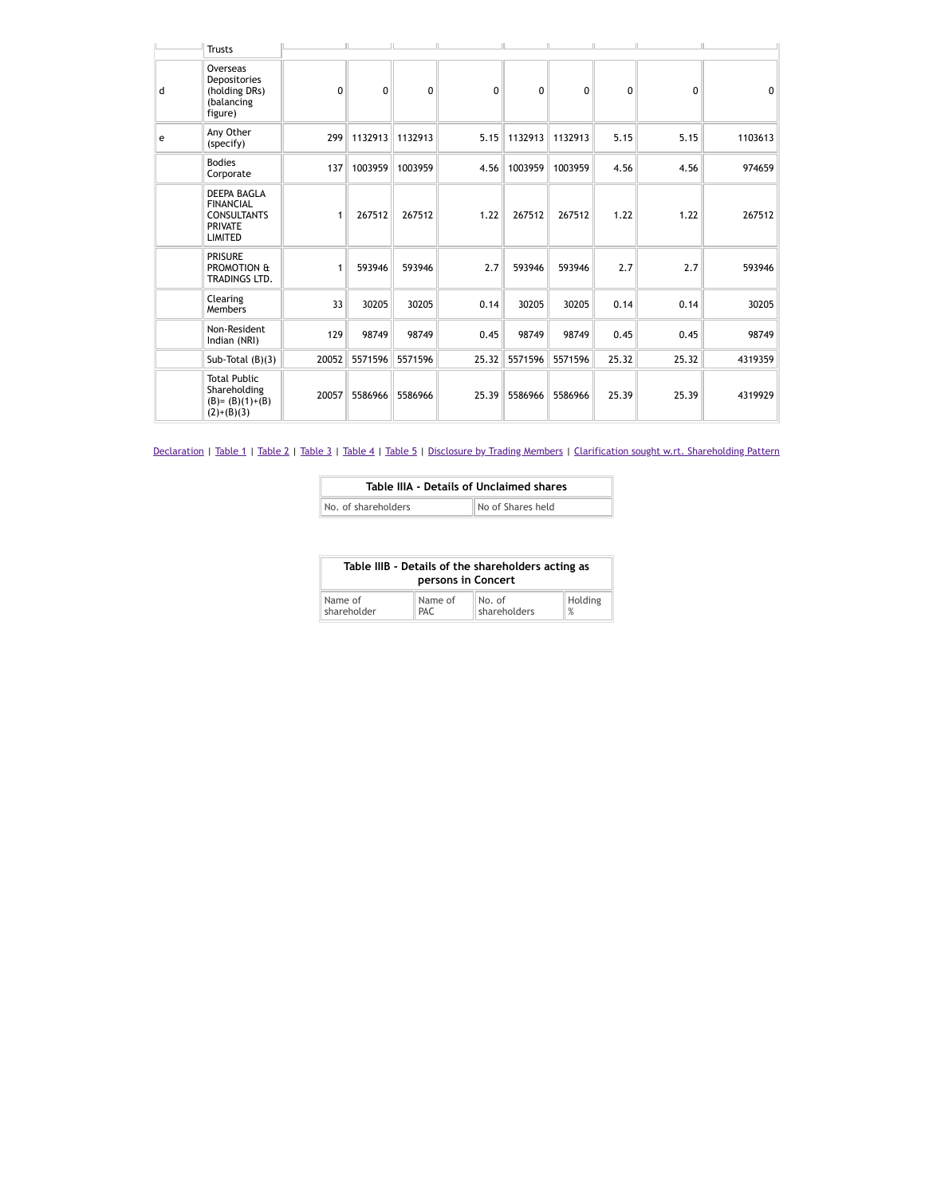| | Trusts | | | | | | | | | |
|---|---|---|---|---|---|---|---|---|---|---|
| d | Overseas Depositories (holding DRs) (balancing figure) | 0 | 0 | 0 | 0 | 0 | 0 | 0 | 0 | 0 |
| e | Any Other (specify) | 299 | 1132913 | 1132913 | 5.15 | 1132913 | 1132913 | 5.15 | 5.15 | 1103613 |
| | Bodies Corporate | 137 | 1003959 | 1003959 | 4.56 | 1003959 | 1003959 | 4.56 | 4.56 | 974659 |
| | DEEPA BAGLA FINANCIAL CONSULTANTS PRIVATE LIMITED | 1 | 267512 | 267512 | 1.22 | 267512 | 267512 | 1.22 | 1.22 | 267512 |
| | PRISURE PROMOTION & TRADINGS LTD. | 1 | 593946 | 593946 | 2.7 | 593946 | 593946 | 2.7 | 2.7 | 593946 |
| | Clearing Members | 33 | 30205 | 30205 | 0.14 | 30205 | 30205 | 0.14 | 0.14 | 30205 |
| | Non-Resident Indian (NRI) | 129 | 98749 | 98749 | 0.45 | 98749 | 98749 | 0.45 | 0.45 | 98749 |
| | Sub-Total (B)(3) | 20052 | 5571596 | 5571596 | 25.32 | 5571596 | 5571596 | 25.32 | 25.32 | 4319359 |
| | Total Public Shareholding (B)= (B)(1)+(B)(2)+(B)(3) | 20057 | 5586966 | 5586966 | 25.39 | 5586966 | 5586966 | 25.39 | 25.39 | 4319929 |

Declaration | Table 1 | Table 2 | Table 3 | Table 4 | Table 5 | Disclosure by Trading Members | Clarification sought w.rt. Shareholding Pattern

| Table IIIA - Details of Unclaimed shares | |
|---|---|
| No. of shareholders | No of Shares held |

| Table IIIB - Details of the shareholders acting as persons in Concert | | | |
|---|---|---|---|
| Name of shareholder | Name of PAC | No. of shareholders | Holding % |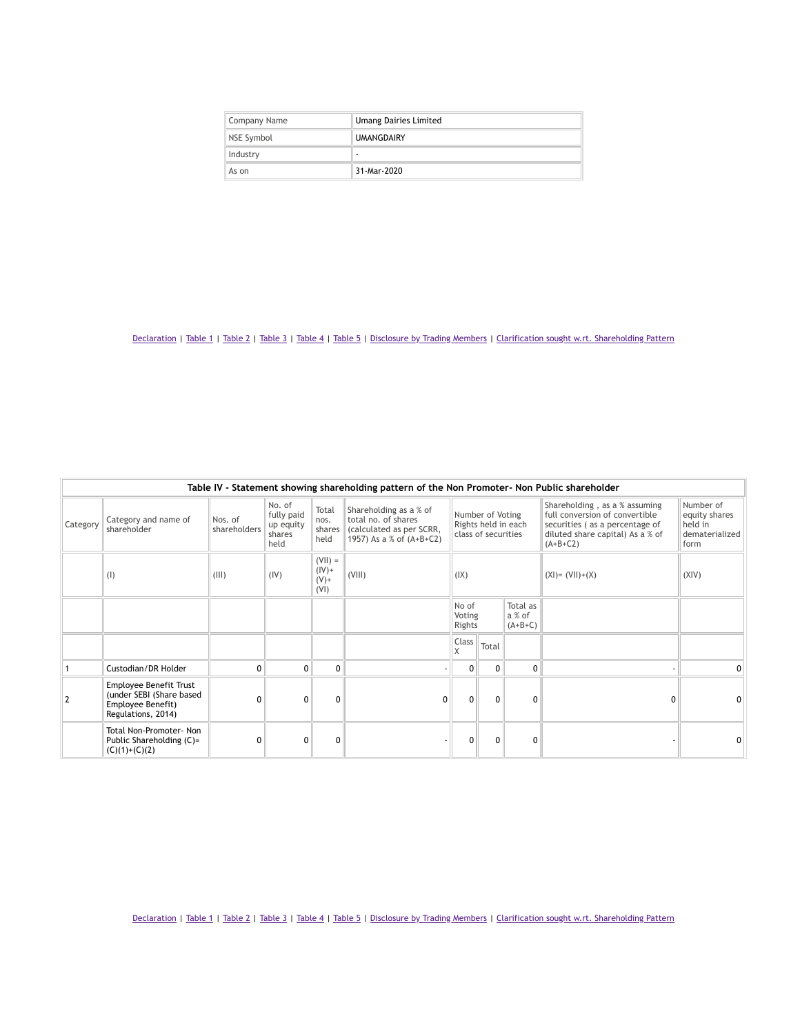| | |
|---|---|
| Company Name | Umang Dairies Limited |
| NSE Symbol | UMANGDAIRY |
| Industry | - |
| As on | 31-Mar-2020 |

Declaration | Table 1 | Table 2 | Table 3 | Table 4 | Table 5 | Disclosure by Trading Members | Clarification sought w.rt. Shareholding Pattern

**Table IV - Statement showing shareholding pattern of the Non Promoter- Non Public shareholder**

| Category | Category and name of shareholder | Nos. of shareholders | No. of fully paid up equity shares held | Total nos. shares held | Shareholding as a % of total no. of shares (calculated as per SCRR, 1957) As a % of (A+B+C2) | Number of Voting Rights held in each class of securities | | | Shareholding , as a % assuming full conversion of convertible securities ( as a percentage of diluted share capital) As a % of (A+B+C2) | Number of equity shares held in dematerialized form |
|---|---|---|---|---|---|---|---|---|---|---|
| | (I) | (III) | (IV) | (VII) = (IV)+ (V)+ (VI) | (VIII) | (IX) | | | (XI)= (VII)+(X) | (XIV) |
| | | | | | | No of Voting Rights | | Total as a % of (A+B+C) | | |
| | | | | | | Class X | Total | | | |
| 1 | Custodian/DR Holder | 0 | 0 | 0 | - | 0 | 0 | 0 | - | 0 |
| 2 | Employee Benefit Trust (under SEBI (Share based Employee Benefit) Regulations, 2014) | 0 | 0 | 0 | 0 | 0 | 0 | 0 | 0 | 0 |
| | Total Non-Promoter- Non Public Shareholding (C)= (C)(1)+(C)(2) | 0 | 0 | 0 | - | 0 | 0 | 0 | - | 0 |

Declaration | Table 1 | Table 2 | Table 3 | Table 4 | Table 5 | Disclosure by Trading Members | Clarification sought w.rt. Shareholding Pattern